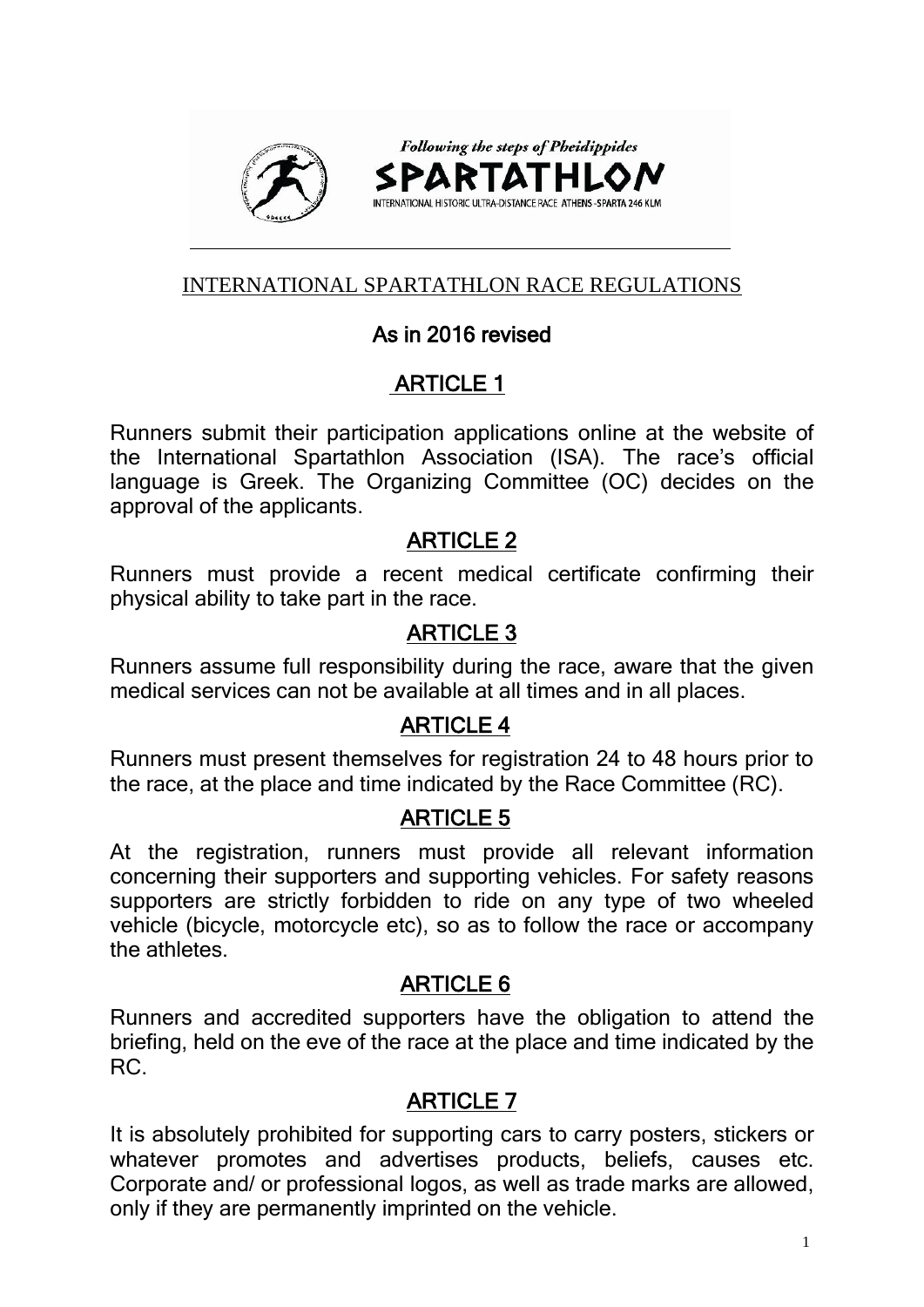Following the steps of Pheidippides

SPARTATHLON

INTERNATIONAL HISTORIC ULTRA-DISTANCE RACE ATHENS -SPARTA 246 KLM

# INTERNATIONAL SPARTATHLON RACE REGULATIONS

## As in 2016 revised

## ARTICLE 1

Runners submit their participation applications online at the website of the International Spartathlon Association (ISA). The race's official language is Greek. The Organizing Committee (OC) decides on the approval of the applicants.

## ARTICLE 2

Runners must provide a recent medical certificate confirming their physical ability to take part in the race.

## ARTICLE 3

Runners assume full responsibility during the race, aware that the given medical services can not be available at all times and in all places.

## ARTICLE 4

Runners must present themselves for registration 24 to 48 hours prior to the race, at the place and time indicated by the Race Committee (RC).

## ARTICLE 5

At the registration, runners must provide all relevant information concerning their supporters and supporting vehicles. For safety reasons supporters are strictly forbidden to ride on any type of two wheeled vehicle (bicycle, motorcycle etc), so as to follow the race or accompany the athletes.

## ARTICLE 6

Runners and accredited supporters have the obligation to attend the briefing, held on the eve of the race at the place and time indicated by the RC.

## ARTICLE 7

It is absolutely prohibited for supporting cars to carry posters, stickers or whatever promotes and advertises products, beliefs, causes etc. Corporate and/ or professional logos, as well as trade marks are allowed, only if they are permanently imprinted on the vehicle.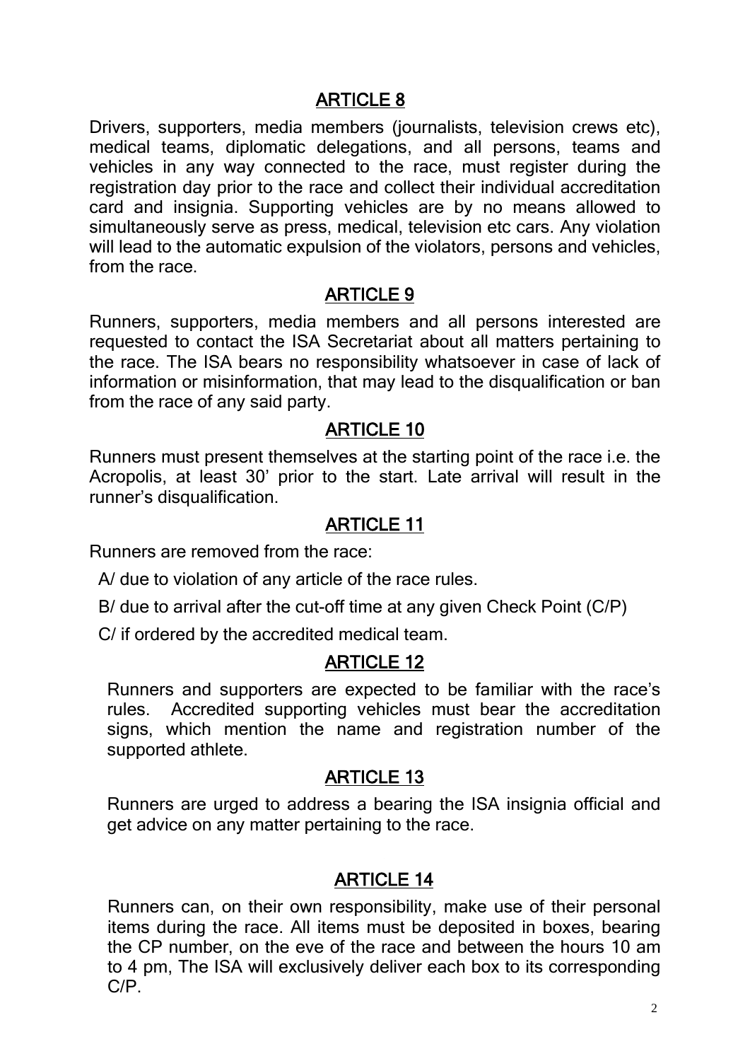## ARTICLE 8

Drivers, supporters, media members (journalists, television crews etc), medical teams, diplomatic delegations, and all persons, teams and vehicles in any way connected to the race, must register during the registration day prior to the race and collect their individual accreditation card and insignia. Supporting vehicles are by no means allowed to simultaneously serve as press, medical, television etc cars. Any violation will lead to the automatic expulsion of the violators, persons and vehicles, from the race.

## ARTICLE 9

Runners, supporters, media members and all persons interested are requested to contact the ISA Secretariat about all matters pertaining to the race. The ISA bears no responsibility whatsoever in case of lack of information or misinformation, that may lead to the disqualification or ban from the race of any said party.

## ARTICLE 10

Runners must present themselves at the starting point of the race i.e. the Acropolis, at least 30' prior to the start. Late arrival will result in the runner's disqualification.

## ARTICLE 11

Runners are removed from the race:

A/ due to violation of any article of the race rules.

B/ due to arrival after the cut-off time at any given Check Point (C/P)

C/ if ordered by the accredited medical team.

## ARTICLE 12

Runners and supporters are expected to be familiar with the race's rules. Accredited supporting vehicles must bear the accreditation signs, which mention the name and registration number of the supported athlete.

## ARTICLE 13

Runners are urged to address a bearing the ISA insignia official and get advice on any matter pertaining to the race.

## ARTICLE 14

Runners can, on their own responsibility, make use of their personal items during the race. All items must be deposited in boxes, bearing the CP number, on the eve of the race and between the hours 10 am to 4 pm, The ISA will exclusively deliver each box to its corresponding C/P.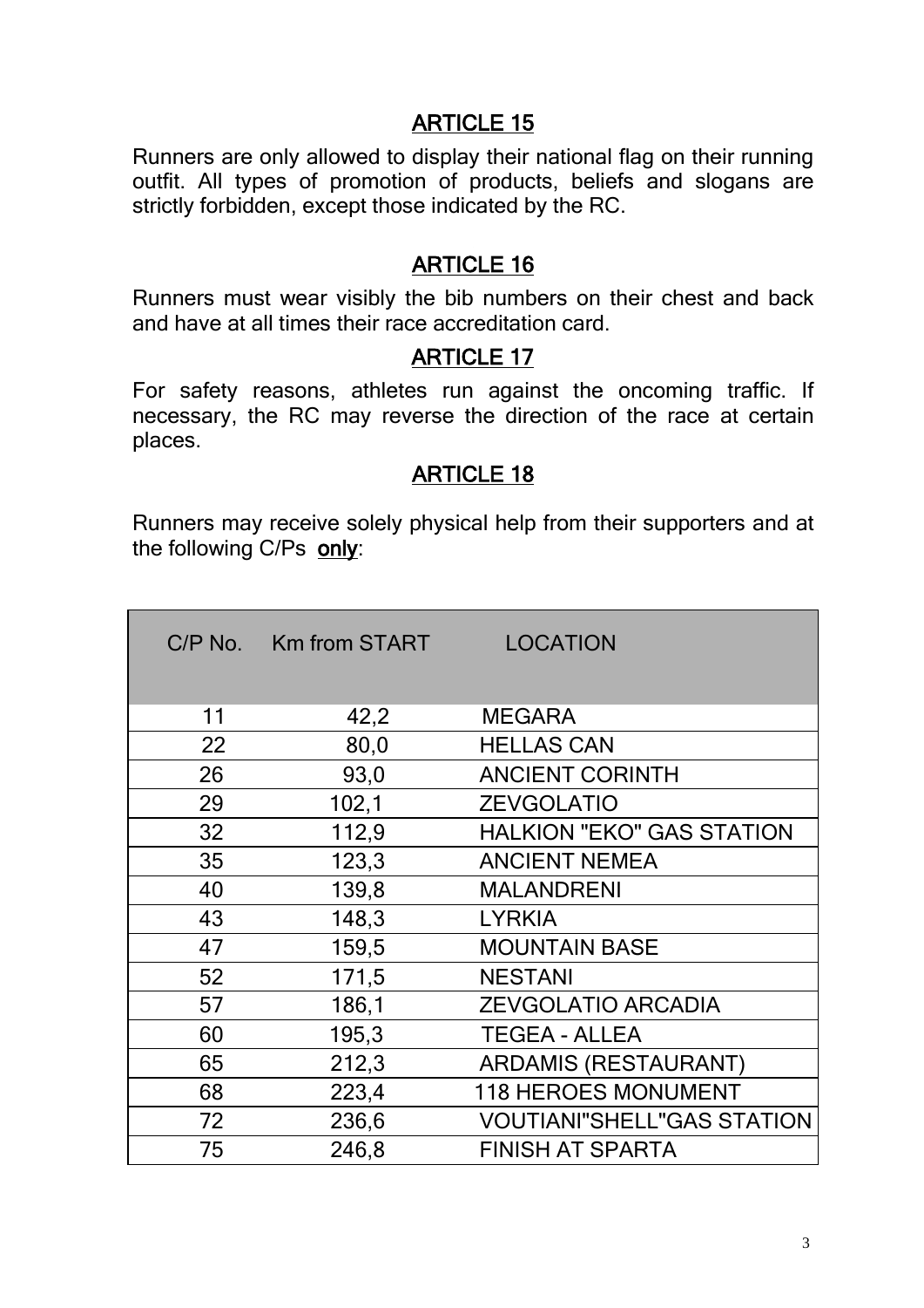## ARTICLE 15

Runners are only allowed to display their national flag on their running outfit. All types of promotion of products, beliefs and slogans are strictly forbidden, except those indicated by the RC.

## ARTICLE 16

Runners must wear visibly the bib numbers on their chest and back and have at all times their race accreditation card.

## ARTICLE 17

For safety reasons, athletes run against the oncoming traffic. If necessary, the RC may reverse the direction of the race at certain places.

## ARTICLE 18

Runners may receive solely physical help from their supporters and at the following C/Ps **only**:

| C/P No. | Km from START | LOCATION |
|---|---|---|
| 11 | 42,2 | MEGARA |
| 22 | 80,0 | HELLAS CAN |
| 26 | 93,0 | ANCIENT CORINTH |
| 29 | 102,1 | ZEVGOLATIO |
| 32 | 112,9 | HALKION "EKO" GAS STATION |
| 35 | 123,3 | ANCIENT NEMEA |
| 40 | 139,8 | MALANDRENI |
| 43 | 148,3 | LYRKIA |
| 47 | 159,5 | MOUNTAIN BASE |
| 52 | 171,5 | NESTANI |
| 57 | 186,1 | ZEVGOLATIO ARCADIA |
| 60 | 195,3 | TEGEA - ALLEA |
| 65 | 212,3 | ARDAMIS (RESTAURANT) |
| 68 | 223,4 | 118 HEROES MONUMENT |
| 72 | 236,6 | VOUTIANI"SHELL"GAS STATION |
| 75 | 246,8 | FINISH AT SPARTA |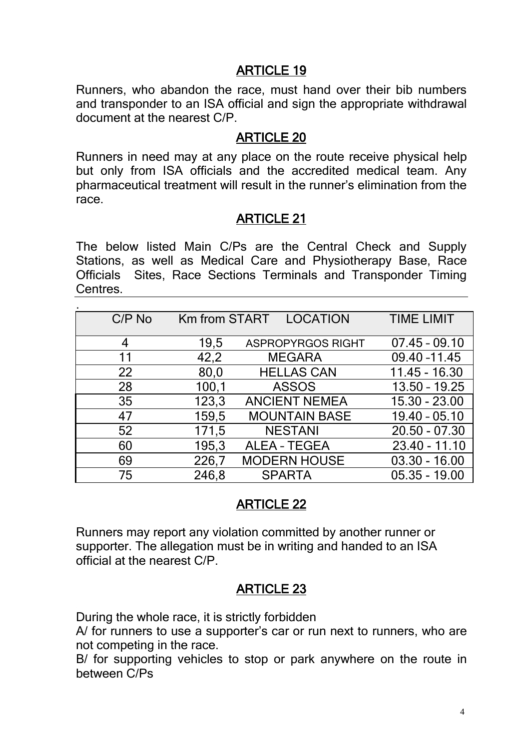## ARTICLE 19

Runners, who abandon the race, must hand over their bib numbers and transponder to an ISA official and sign the appropriate withdrawal document at the nearest C/P.

## ARTICLE 20

Runners in need may at any place on the route receive physical help but only from ISA officials and the accredited medical team. Any pharmaceutical treatment will result in the runner's elimination from the race.

## ARTICLE 21

The below listed Main C/Ps are the Central Check and Supply Stations, as well as Medical Care and Physiotherapy Base, Race Officials Sites, Race Sections Terminals and Transponder Timing Centres.

| C/P No | Km from START | LOCATION | TIME LIMIT |
|---|---|---|---|
| 4 | 19,5 | ASPROPYRGOS RIGHT | 07.45 – 09.10 |
| 11 | 42,2 | MEGARA | 09.40 -11.45 |
| 22 | 80,0 | HELLAS CAN | 11.45 - 16.30 |
| 28 | 100,1 | ASSOS | 13.50 – 19.25 |
| 35 | 123,3 | ANCIENT NEMEA | 15.30 - 23.00 |
| 47 | 159,5 | MOUNTAIN BASE | 19.40 – 05.10 |
| 52 | 171,5 | NESTANI | 20.50 - 07.30 |
| 60 | 195,3 | ALEA – TEGEA | 23.40 - 11.10 |
| 69 | 226,7 | MODERN HOUSE | 03.30 - 16.00 |
| 75 | 246,8 | SPARTA | 05.35 - 19.00 |

## ARTICLE 22

Runners may report any violation committed by another runner or supporter. The allegation must be in writing and handed to an ISA official at the nearest C/P.

## ARTICLE 23

During the whole race, it is strictly forbidden

A/ for runners to use a supporter's car or run next to runners, who are not competing in the race.

B/ for supporting vehicles to stop or park anywhere on the route in between C/Ps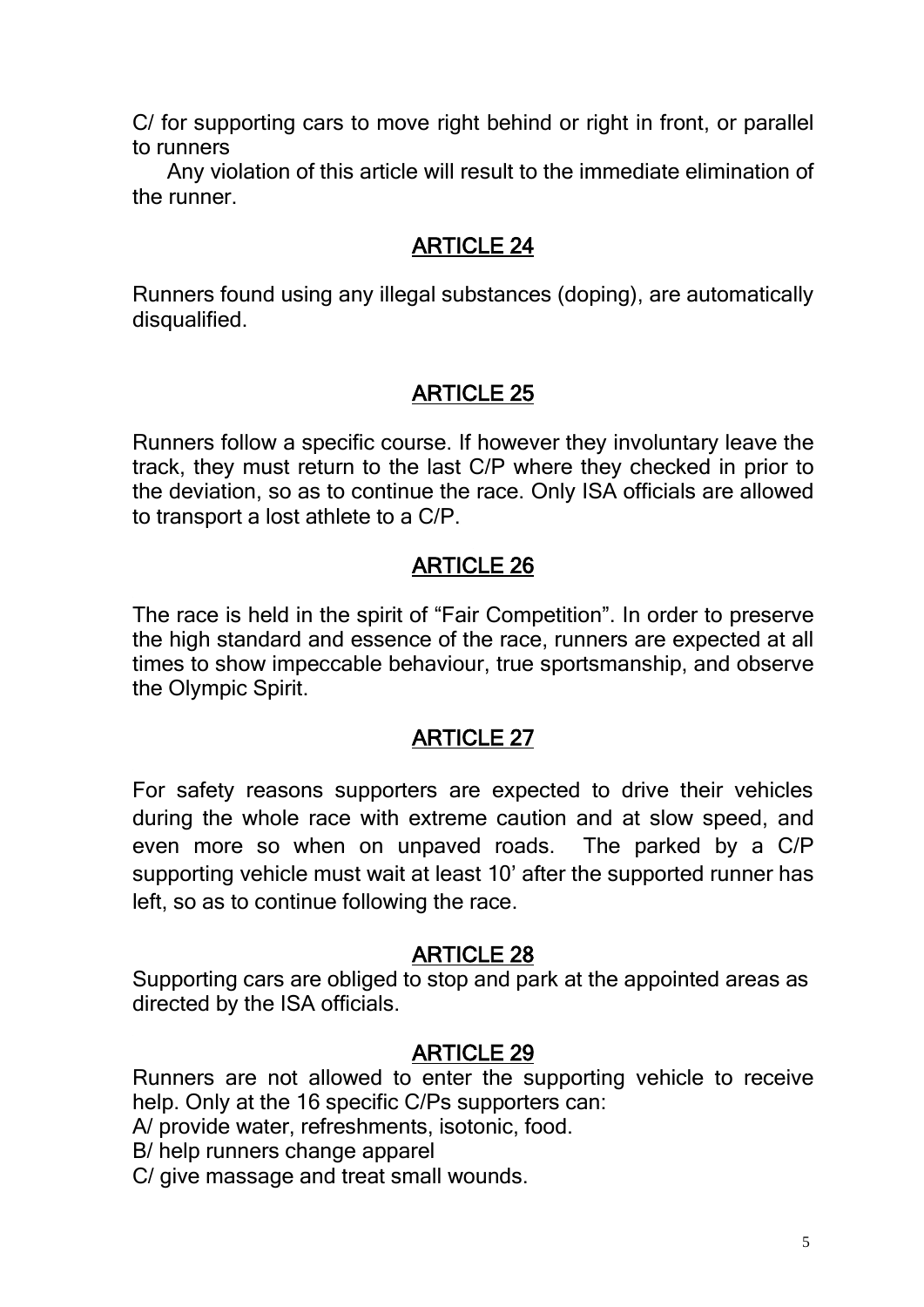C/ for supporting cars to move right behind or right in front, or parallel to runners

Any violation of this article will result to the immediate elimination of the runner.

## ARTICLE 24

Runners found using any illegal substances (doping), are automatically disqualified.

## ARTICLE 25

Runners follow a specific course. If however they involuntary leave the track, they must return to the last C/P where they checked in prior to the deviation, so as to continue the race. Only ISA officials are allowed to transport a lost athlete to a C/P.

## ARTICLE 26

The race is held in the spirit of "Fair Competition". In order to preserve the high standard and essence of the race, runners are expected at all times to show impeccable behaviour, true sportsmanship, and observe the Olympic Spirit.

## ARTICLE 27

For safety reasons supporters are expected to drive their vehicles during the whole race with extreme caution and at slow speed, and even more so when on unpaved roads. The parked by a C/P supporting vehicle must wait at least 10' after the supported runner has left, so as to continue following the race.

## ARTICLE 28

Supporting cars are obliged to stop and park at the appointed areas as directed by the ISA officials.

## ARTICLE 29

Runners are not allowed to enter the supporting vehicle to receive help. Only at the 16 specific C/Ps supporters can:

A/ provide water, refreshments, isotonic, food.

B/ help runners change apparel

C/ give massage and treat small wounds.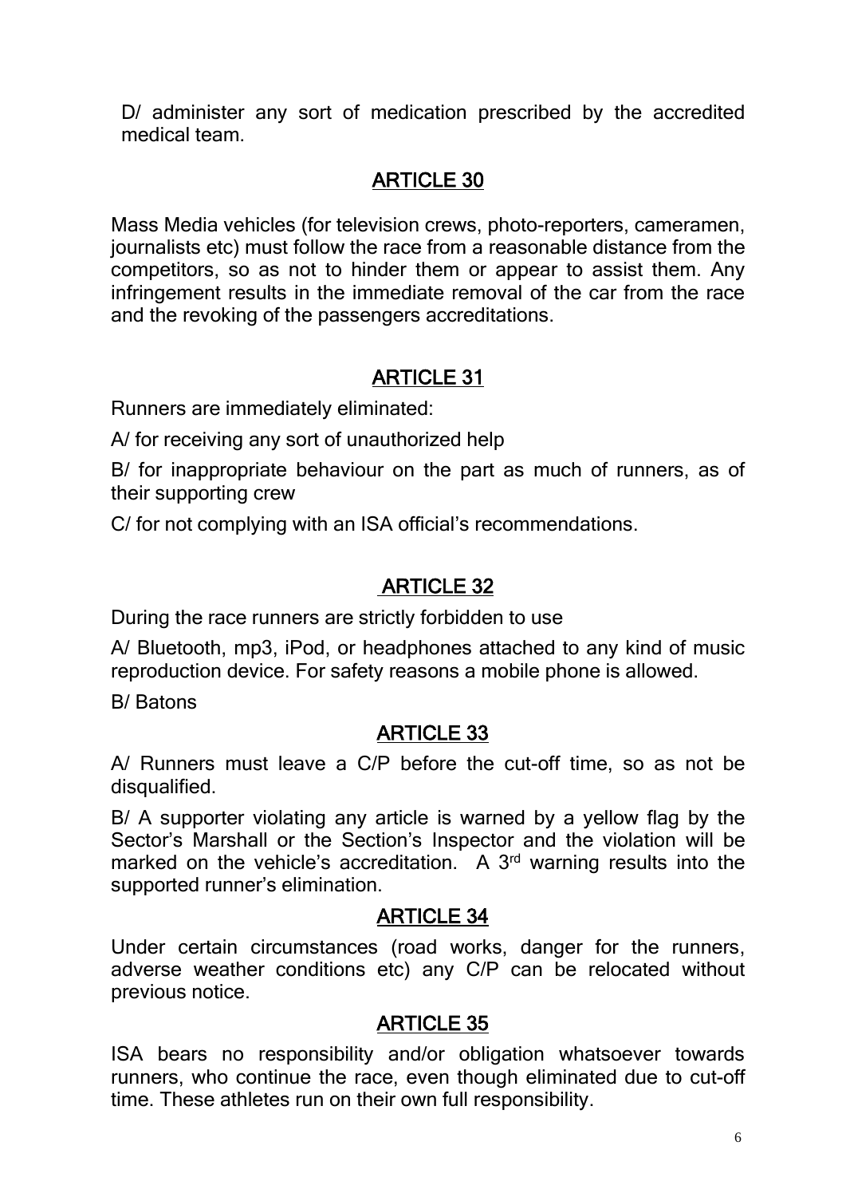D/ administer any sort of medication prescribed by the accredited medical team.

## ARTICLE 30

Mass Media vehicles (for television crews, photo-reporters, cameramen, journalists etc) must follow the race from a reasonable distance from the competitors, so as not to hinder them or appear to assist them. Any infringement results in the immediate removal of the car from the race and the revoking of the passengers accreditations.

## ARTICLE 31

Runners are immediately eliminated:

A/ for receiving any sort of unauthorized help

B/ for inappropriate behaviour on the part as much of runners, as of their supporting crew

C/ for not complying with an ISA official's recommendations.

## ARTICLE 32

During the race runners are strictly forbidden to use

A/ Bluetooth, mp3, iPod, or headphones attached to any kind of music reproduction device. For safety reasons a mobile phone is allowed.

B/ Batons

## ARTICLE 33

A/ Runners must leave a C/P before the cut-off time, so as not be disqualified.

B/ A supporter violating any article is warned by a yellow flag by the Sector's Marshall or the Section's Inspector and the violation will be marked on the vehicle's accreditation. A 3rd warning results into the supported runner's elimination.

## ARTICLE 34

Under certain circumstances (road works, danger for the runners, adverse weather conditions etc) any C/P can be relocated without previous notice.

## ARTICLE 35

ISA bears no responsibility and/or obligation whatsoever towards runners, who continue the race, even though eliminated due to cut-off time. These athletes run on their own full responsibility.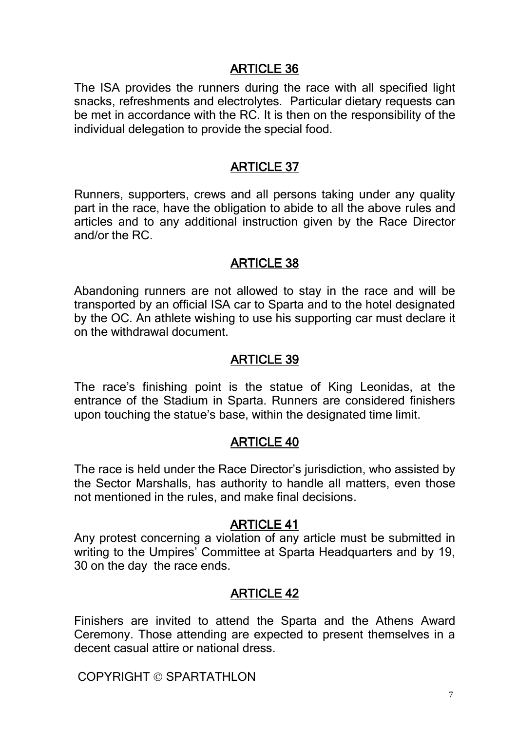## ARTICLE 36

The ISA provides the runners during the race with all specified light snacks, refreshments and electrolytes. Particular dietary requests can be met in accordance with the RC. It is then on the responsibility of the individual delegation to provide the special food.

## ARTICLE 37

Runners, supporters, crews and all persons taking under any quality part in the race, have the obligation to abide to all the above rules and articles and to any additional instruction given by the Race Director and/or the RC.

## ARTICLE 38

Abandoning runners are not allowed to stay in the race and will be transported by an official ISA car to Sparta and to the hotel designated by the OC. An athlete wishing to use his supporting car must declare it on the withdrawal document.

## ARTICLE 39

The race's finishing point is the statue of King Leonidas, at the entrance of the Stadium in Sparta. Runners are considered finishers upon touching the statue's base, within the designated time limit.

## ARTICLE 40

The race is held under the Race Director's jurisdiction, who assisted by the Sector Marshalls, has authority to handle all matters, even those not mentioned in the rules, and make final decisions.

## ARTICLE 41

Any protest concerning a violation of any article must be submitted in writing to the Umpires' Committee at Sparta Headquarters and by 19, 30 on the day the race ends.

## ARTICLE 42

Finishers are invited to attend the Sparta and the Athens Award Ceremony. Those attending are expected to present themselves in a decent casual attire or national dress.

COPYRIGHT © SPARTATHLON